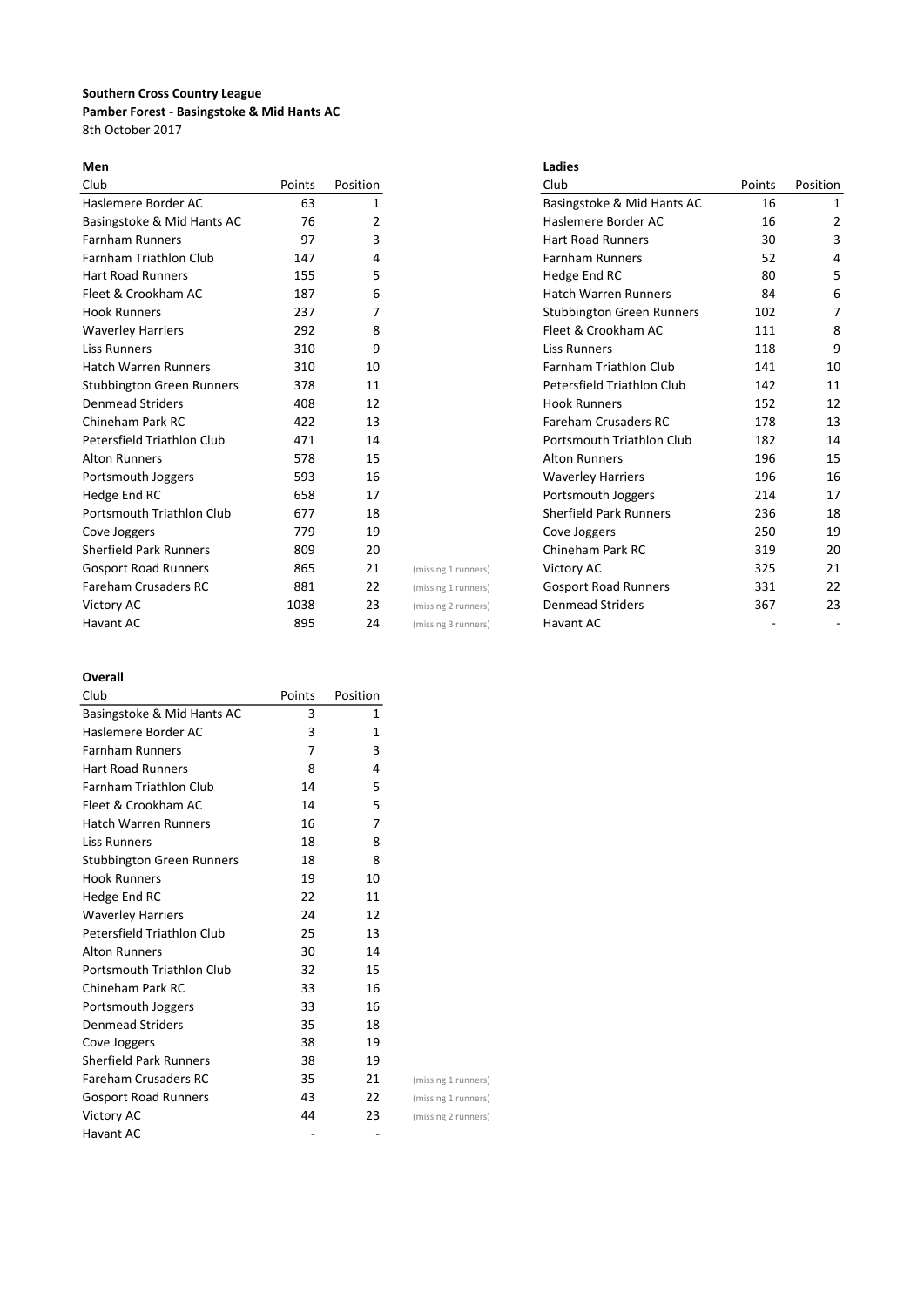**Southern Cross Country League**

**Pamber Forest - Basingstoke & Mid Hants AC**

8th October 2017

**Men**

| Club | Points | Position | |
|---|---|---|---|
| Haslemere Border AC | 63 | 1 | |
| Basingstoke & Mid Hants AC | 76 | 2 | |
| Farnham Runners | 97 | 3 | |
| Farnham Triathlon Club | 147 | 4 | |
| Hart Road Runners | 155 | 5 | |
| Fleet & Crookham AC | 187 | 6 | |
| Hook Runners | 237 | 7 | |
| Waverley Harriers | 292 | 8 | |
| Liss Runners | 310 | 9 | |
| Hatch Warren Runners | 310 | 10 | |
| Stubbington Green Runners | 378 | 11 | |
| Denmead Striders | 408 | 12 | |
| Chineham Park RC | 422 | 13 | |
| Petersfield Triathlon Club | 471 | 14 | |
| Alton Runners | 578 | 15 | |
| Portsmouth Joggers | 593 | 16 | |
| Hedge End RC | 658 | 17 | |
| Portsmouth Triathlon Club | 677 | 18 | |
| Cove Joggers | 779 | 19 | |
| Sherfield Park Runners | 809 | 20 | |
| Gosport Road Runners | 865 | 21 | (missing 1 runners) |
| Fareham Crusaders RC | 881 | 22 | (missing 1 runners) |
| Victory AC | 1038 | 23 | (missing 2 runners) |
| Havant AC | 895 | 24 | (missing 3 runners) |

**Ladies**

| Club | Points | Position |
|---|---|---|
| Basingstoke & Mid Hants AC | 16 | 1 |
| Haslemere Border AC | 16 | 2 |
| Hart Road Runners | 30 | 3 |
| Farnham Runners | 52 | 4 |
| Hedge End RC | 80 | 5 |
| Hatch Warren Runners | 84 | 6 |
| Stubbington Green Runners | 102 | 7 |
| Fleet & Crookham AC | 111 | 8 |
| Liss Runners | 118 | 9 |
| Farnham Triathlon Club | 141 | 10 |
| Petersfield Triathlon Club | 142 | 11 |
| Hook Runners | 152 | 12 |
| Fareham Crusaders RC | 178 | 13 |
| Portsmouth Triathlon Club | 182 | 14 |
| Alton Runners | 196 | 15 |
| Waverley Harriers | 196 | 16 |
| Portsmouth Joggers | 214 | 17 |
| Sherfield Park Runners | 236 | 18 |
| Cove Joggers | 250 | 19 |
| Chineham Park RC | 319 | 20 |
| Victory AC | 325 | 21 |
| Gosport Road Runners | 331 | 22 |
| Denmead Striders | 367 | 23 |
| Havant AC | - | - |

**Overall**

| Club | Points | Position | |
|---|---|---|---|
| Basingstoke & Mid Hants AC | 3 | 1 | |
| Haslemere Border AC | 3 | 1 | |
| Farnham Runners | 7 | 3 | |
| Hart Road Runners | 8 | 4 | |
| Farnham Triathlon Club | 14 | 5 | |
| Fleet & Crookham AC | 14 | 5 | |
| Hatch Warren Runners | 16 | 7 | |
| Liss Runners | 18 | 8 | |
| Stubbington Green Runners | 18 | 8 | |
| Hook Runners | 19 | 10 | |
| Hedge End RC | 22 | 11 | |
| Waverley Harriers | 24 | 12 | |
| Petersfield Triathlon Club | 25 | 13 | |
| Alton Runners | 30 | 14 | |
| Portsmouth Triathlon Club | 32 | 15 | |
| Chineham Park RC | 33 | 16 | |
| Portsmouth Joggers | 33 | 16 | |
| Denmead Striders | 35 | 18 | |
| Cove Joggers | 38 | 19 | |
| Sherfield Park Runners | 38 | 19 | |
| Fareham Crusaders RC | 35 | 21 | (missing 1 runners) |
| Gosport Road Runners | 43 | 22 | (missing 1 runners) |
| Victory AC | 44 | 23 | (missing 2 runners) |
| Havant AC | - | - | |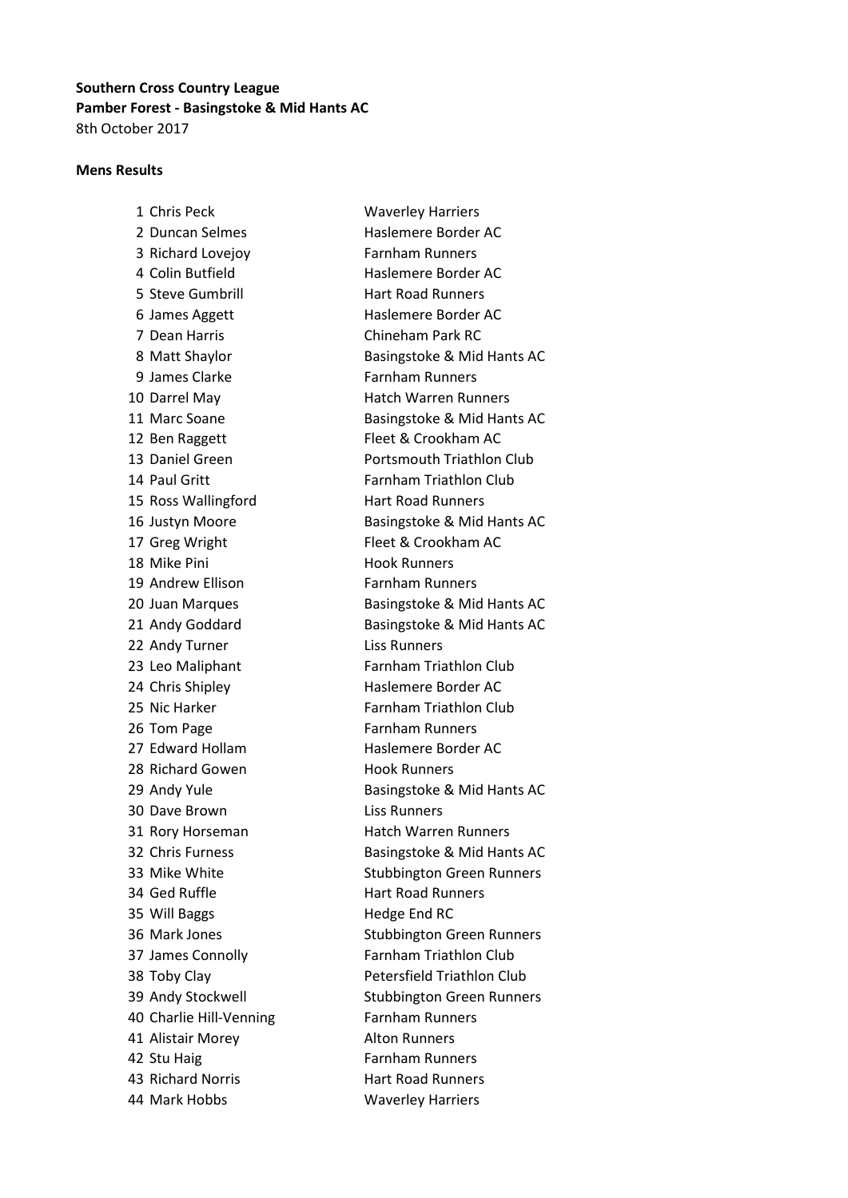**Southern Cross Country League**
**Pamber Forest - Basingstoke & Mid Hants AC**
8th October 2017

**Mens Results**

| Pos | Name | Club |
|---|---|---|
| 1 | Chris Peck | Waverley Harriers |
| 2 | Duncan Selmes | Haslemere Border AC |
| 3 | Richard Lovejoy | Farnham Runners |
| 4 | Colin Butfield | Haslemere Border AC |
| 5 | Steve Gumbrill | Hart Road Runners |
| 6 | James Aggett | Haslemere Border AC |
| 7 | Dean Harris | Chineham Park RC |
| 8 | Matt Shaylor | Basingstoke & Mid Hants AC |
| 9 | James Clarke | Farnham Runners |
| 10 | Darrel May | Hatch Warren Runners |
| 11 | Marc Soane | Basingstoke & Mid Hants AC |
| 12 | Ben Raggett | Fleet & Crookham AC |
| 13 | Daniel Green | Portsmouth Triathlon Club |
| 14 | Paul Gritt | Farnham Triathlon Club |
| 15 | Ross Wallingford | Hart Road Runners |
| 16 | Justyn Moore | Basingstoke & Mid Hants AC |
| 17 | Greg Wright | Fleet & Crookham AC |
| 18 | Mike Pini | Hook Runners |
| 19 | Andrew Ellison | Farnham Runners |
| 20 | Juan Marques | Basingstoke & Mid Hants AC |
| 21 | Andy Goddard | Basingstoke & Mid Hants AC |
| 22 | Andy Turner | Liss Runners |
| 23 | Leo Maliphant | Farnham Triathlon Club |
| 24 | Chris Shipley | Haslemere Border AC |
| 25 | Nic Harker | Farnham Triathlon Club |
| 26 | Tom Page | Farnham Runners |
| 27 | Edward Hollam | Haslemere Border AC |
| 28 | Richard Gowen | Hook Runners |
| 29 | Andy Yule | Basingstoke & Mid Hants AC |
| 30 | Dave Brown | Liss Runners |
| 31 | Rory Horseman | Hatch Warren Runners |
| 32 | Chris Furness | Basingstoke & Mid Hants AC |
| 33 | Mike White | Stubbington Green Runners |
| 34 | Ged Ruffle | Hart Road Runners |
| 35 | Will Baggs | Hedge End RC |
| 36 | Mark Jones | Stubbington Green Runners |
| 37 | James Connolly | Farnham Triathlon Club |
| 38 | Toby Clay | Petersfield Triathlon Club |
| 39 | Andy Stockwell | Stubbington Green Runners |
| 40 | Charlie Hill-Venning | Farnham Runners |
| 41 | Alistair Morey | Alton Runners |
| 42 | Stu Haig | Farnham Runners |
| 43 | Richard Norris | Hart Road Runners |
| 44 | Mark Hobbs | Waverley Harriers |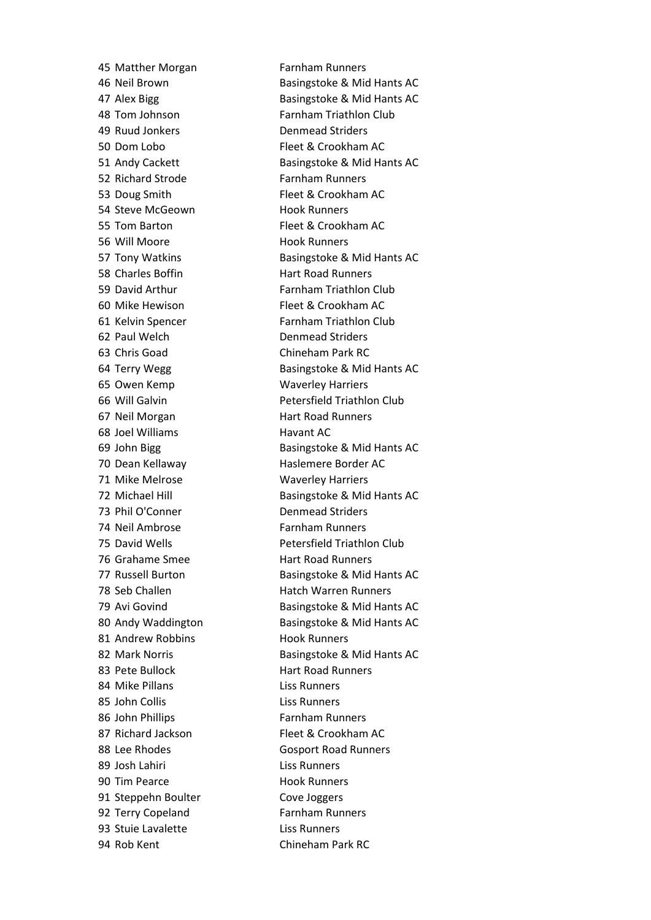| | | |
|---|---|---|
| 45 | Matther Morgan | Farnham Runners |
| 46 | Neil Brown | Basingstoke & Mid Hants AC |
| 47 | Alex Bigg | Basingstoke & Mid Hants AC |
| 48 | Tom Johnson | Farnham Triathlon Club |
| 49 | Ruud Jonkers | Denmead Striders |
| 50 | Dom Lobo | Fleet & Crookham AC |
| 51 | Andy Cackett | Basingstoke & Mid Hants AC |
| 52 | Richard Strode | Farnham Runners |
| 53 | Doug Smith | Fleet & Crookham AC |
| 54 | Steve McGeown | Hook Runners |
| 55 | Tom Barton | Fleet & Crookham AC |
| 56 | Will Moore | Hook Runners |
| 57 | Tony Watkins | Basingstoke & Mid Hants AC |
| 58 | Charles Boffin | Hart Road Runners |
| 59 | David Arthur | Farnham Triathlon Club |
| 60 | Mike Hewison | Fleet & Crookham AC |
| 61 | Kelvin Spencer | Farnham Triathlon Club |
| 62 | Paul Welch | Denmead Striders |
| 63 | Chris Goad | Chineham Park RC |
| 64 | Terry Wegg | Basingstoke & Mid Hants AC |
| 65 | Owen Kemp | Waverley Harriers |
| 66 | Will Galvin | Petersfield Triathlon Club |
| 67 | Neil Morgan | Hart Road Runners |
| 68 | Joel Williams | Havant AC |
| 69 | John Bigg | Basingstoke & Mid Hants AC |
| 70 | Dean Kellaway | Haslemere Border AC |
| 71 | Mike Melrose | Waverley Harriers |
| 72 | Michael Hill | Basingstoke & Mid Hants AC |
| 73 | Phil O'Conner | Denmead Striders |
| 74 | Neil Ambrose | Farnham Runners |
| 75 | David Wells | Petersfield Triathlon Club |
| 76 | Grahame Smee | Hart Road Runners |
| 77 | Russell Burton | Basingstoke & Mid Hants AC |
| 78 | Seb Challen | Hatch Warren Runners |
| 79 | Avi Govind | Basingstoke & Mid Hants AC |
| 80 | Andy Waddington | Basingstoke & Mid Hants AC |
| 81 | Andrew Robbins | Hook Runners |
| 82 | Mark Norris | Basingstoke & Mid Hants AC |
| 83 | Pete Bullock | Hart Road Runners |
| 84 | Mike Pillans | Liss Runners |
| 85 | John Collis | Liss Runners |
| 86 | John Phillips | Farnham Runners |
| 87 | Richard Jackson | Fleet & Crookham AC |
| 88 | Lee Rhodes | Gosport Road Runners |
| 89 | Josh Lahiri | Liss Runners |
| 90 | Tim Pearce | Hook Runners |
| 91 | Steppehn Boulter | Cove Joggers |
| 92 | Terry Copeland | Farnham Runners |
| 93 | Stuie Lavalette | Liss Runners |
| 94 | Rob Kent | Chineham Park RC |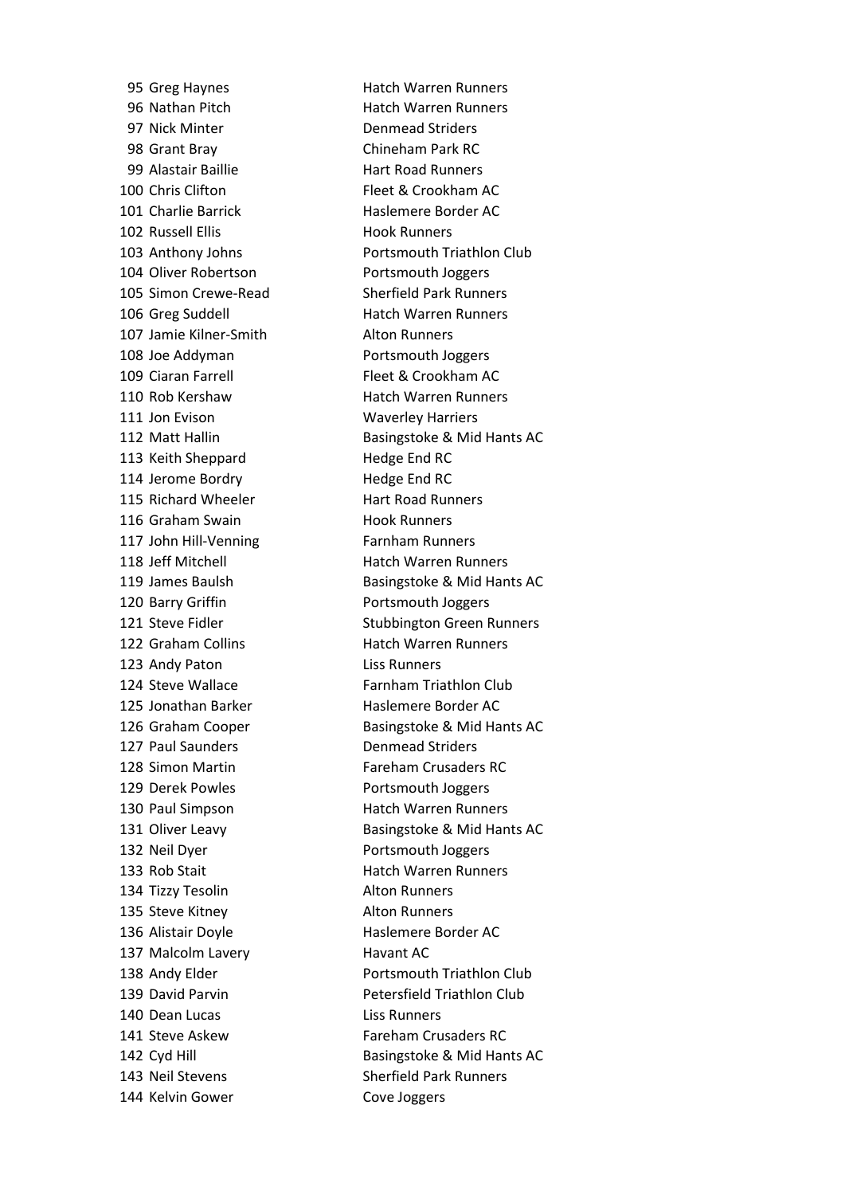| | | |
|---|---|---|
| 95 | Greg Haynes | Hatch Warren Runners |
| 96 | Nathan Pitch | Hatch Warren Runners |
| 97 | Nick Minter | Denmead Striders |
| 98 | Grant Bray | Chineham Park RC |
| 99 | Alastair Baillie | Hart Road Runners |
| 100 | Chris Clifton | Fleet & Crookham AC |
| 101 | Charlie Barrick | Haslemere Border AC |
| 102 | Russell Ellis | Hook Runners |
| 103 | Anthony Johns | Portsmouth Triathlon Club |
| 104 | Oliver Robertson | Portsmouth Joggers |
| 105 | Simon Crewe-Read | Sherfield Park Runners |
| 106 | Greg Suddell | Hatch Warren Runners |
| 107 | Jamie Kilner-Smith | Alton Runners |
| 108 | Joe Addyman | Portsmouth Joggers |
| 109 | Ciaran Farrell | Fleet & Crookham AC |
| 110 | Rob Kershaw | Hatch Warren Runners |
| 111 | Jon Evison | Waverley Harriers |
| 112 | Matt Hallin | Basingstoke & Mid Hants AC |
| 113 | Keith Sheppard | Hedge End RC |
| 114 | Jerome Bordry | Hedge End RC |
| 115 | Richard Wheeler | Hart Road Runners |
| 116 | Graham Swain | Hook Runners |
| 117 | John Hill-Venning | Farnham Runners |
| 118 | Jeff Mitchell | Hatch Warren Runners |
| 119 | James Baulsh | Basingstoke & Mid Hants AC |
| 120 | Barry Griffin | Portsmouth Joggers |
| 121 | Steve Fidler | Stubbington Green Runners |
| 122 | Graham Collins | Hatch Warren Runners |
| 123 | Andy Paton | Liss Runners |
| 124 | Steve Wallace | Farnham Triathlon Club |
| 125 | Jonathan Barker | Haslemere Border AC |
| 126 | Graham Cooper | Basingstoke & Mid Hants AC |
| 127 | Paul Saunders | Denmead Striders |
| 128 | Simon Martin | Fareham Crusaders RC |
| 129 | Derek Powles | Portsmouth Joggers |
| 130 | Paul Simpson | Hatch Warren Runners |
| 131 | Oliver Leavy | Basingstoke & Mid Hants AC |
| 132 | Neil Dyer | Portsmouth Joggers |
| 133 | Rob Stait | Hatch Warren Runners |
| 134 | Tizzy Tesolin | Alton Runners |
| 135 | Steve Kitney | Alton Runners |
| 136 | Alistair Doyle | Haslemere Border AC |
| 137 | Malcolm Lavery | Havant AC |
| 138 | Andy Elder | Portsmouth Triathlon Club |
| 139 | David Parvin | Petersfield Triathlon Club |
| 140 | Dean Lucas | Liss Runners |
| 141 | Steve Askew | Fareham Crusaders RC |
| 142 | Cyd Hill | Basingstoke & Mid Hants AC |
| 143 | Neil Stevens | Sherfield Park Runners |
| 144 | Kelvin Gower | Cove Joggers |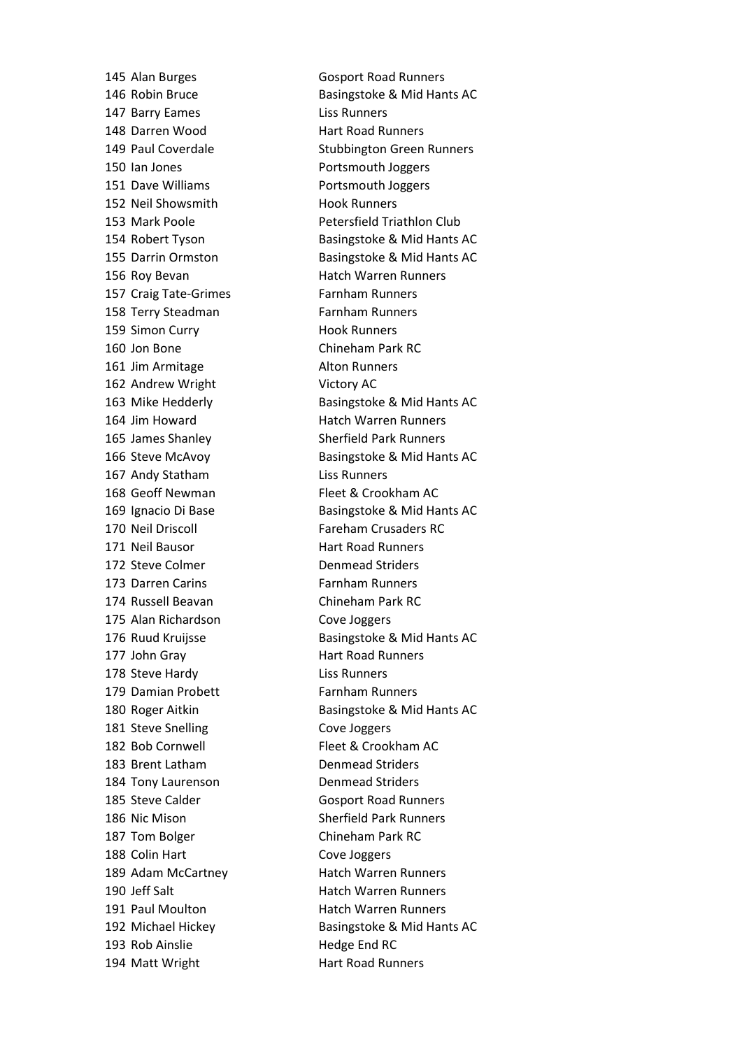| | | |
|---|---|---|
| 145 | Alan Burges | Gosport Road Runners |
| 146 | Robin Bruce | Basingstoke & Mid Hants AC |
| 147 | Barry Eames | Liss Runners |
| 148 | Darren Wood | Hart Road Runners |
| 149 | Paul Coverdale | Stubbington Green Runners |
| 150 | Ian Jones | Portsmouth Joggers |
| 151 | Dave Williams | Portsmouth Joggers |
| 152 | Neil Showsmith | Hook Runners |
| 153 | Mark Poole | Petersfield Triathlon Club |
| 154 | Robert Tyson | Basingstoke & Mid Hants AC |
| 155 | Darrin Ormston | Basingstoke & Mid Hants AC |
| 156 | Roy Bevan | Hatch Warren Runners |
| 157 | Craig Tate-Grimes | Farnham Runners |
| 158 | Terry Steadman | Farnham Runners |
| 159 | Simon Curry | Hook Runners |
| 160 | Jon Bone | Chineham Park RC |
| 161 | Jim Armitage | Alton Runners |
| 162 | Andrew Wright | Victory AC |
| 163 | Mike Hedderly | Basingstoke & Mid Hants AC |
| 164 | Jim Howard | Hatch Warren Runners |
| 165 | James Shanley | Sherfield Park Runners |
| 166 | Steve McAvoy | Basingstoke & Mid Hants AC |
| 167 | Andy Statham | Liss Runners |
| 168 | Geoff Newman | Fleet & Crookham AC |
| 169 | Ignacio Di Base | Basingstoke & Mid Hants AC |
| 170 | Neil Driscoll | Fareham Crusaders RC |
| 171 | Neil Bausor | Hart Road Runners |
| 172 | Steve Colmer | Denmead Striders |
| 173 | Darren Carins | Farnham Runners |
| 174 | Russell Beavan | Chineham Park RC |
| 175 | Alan Richardson | Cove Joggers |
| 176 | Ruud Kruijsse | Basingstoke & Mid Hants AC |
| 177 | John Gray | Hart Road Runners |
| 178 | Steve Hardy | Liss Runners |
| 179 | Damian Probett | Farnham Runners |
| 180 | Roger Aitkin | Basingstoke & Mid Hants AC |
| 181 | Steve Snelling | Cove Joggers |
| 182 | Bob Cornwell | Fleet & Crookham AC |
| 183 | Brent Latham | Denmead Striders |
| 184 | Tony Laurenson | Denmead Striders |
| 185 | Steve Calder | Gosport Road Runners |
| 186 | Nic Mison | Sherfield Park Runners |
| 187 | Tom Bolger | Chineham Park RC |
| 188 | Colin Hart | Cove Joggers |
| 189 | Adam McCartney | Hatch Warren Runners |
| 190 | Jeff Salt | Hatch Warren Runners |
| 191 | Paul Moulton | Hatch Warren Runners |
| 192 | Michael Hickey | Basingstoke & Mid Hants AC |
| 193 | Rob Ainslie | Hedge End RC |
| 194 | Matt Wright | Hart Road Runners |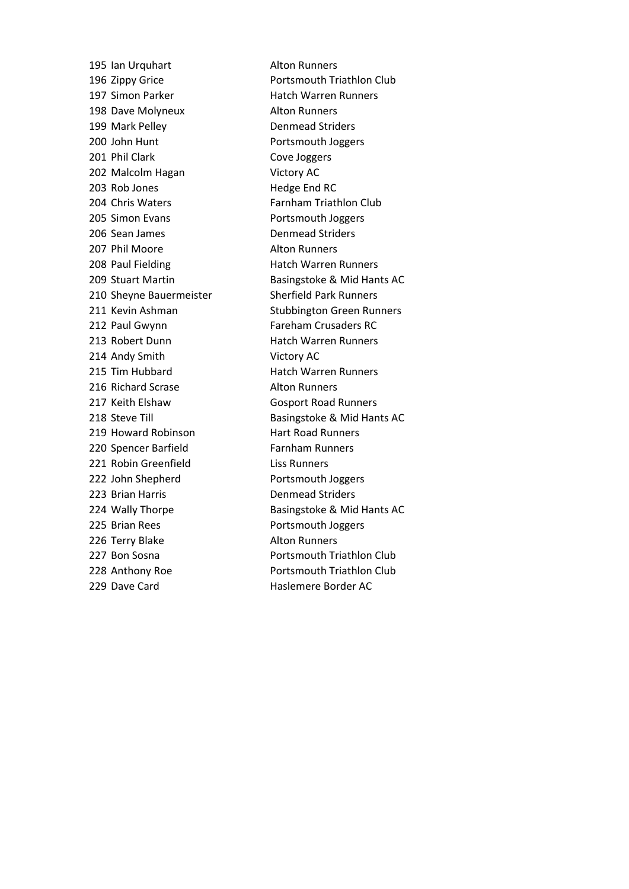| | | |
|---|---|---|
| 195 | Ian Urquhart | Alton Runners |
| 196 | Zippy Grice | Portsmouth Triathlon Club |
| 197 | Simon Parker | Hatch Warren Runners |
| 198 | Dave Molyneux | Alton Runners |
| 199 | Mark Pelley | Denmead Striders |
| 200 | John Hunt | Portsmouth Joggers |
| 201 | Phil Clark | Cove Joggers |
| 202 | Malcolm Hagan | Victory AC |
| 203 | Rob Jones | Hedge End RC |
| 204 | Chris Waters | Farnham Triathlon Club |
| 205 | Simon Evans | Portsmouth Joggers |
| 206 | Sean James | Denmead Striders |
| 207 | Phil Moore | Alton Runners |
| 208 | Paul Fielding | Hatch Warren Runners |
| 209 | Stuart Martin | Basingstoke & Mid Hants AC |
| 210 | Sheyne Bauermeister | Sherfield Park Runners |
| 211 | Kevin Ashman | Stubbington Green Runners |
| 212 | Paul Gwynn | Fareham Crusaders RC |
| 213 | Robert Dunn | Hatch Warren Runners |
| 214 | Andy Smith | Victory AC |
| 215 | Tim Hubbard | Hatch Warren Runners |
| 216 | Richard Scrase | Alton Runners |
| 217 | Keith Elshaw | Gosport Road Runners |
| 218 | Steve Till | Basingstoke & Mid Hants AC |
| 219 | Howard Robinson | Hart Road Runners |
| 220 | Spencer Barfield | Farnham Runners |
| 221 | Robin Greenfield | Liss Runners |
| 222 | John Shepherd | Portsmouth Joggers |
| 223 | Brian Harris | Denmead Striders |
| 224 | Wally Thorpe | Basingstoke & Mid Hants AC |
| 225 | Brian Rees | Portsmouth Joggers |
| 226 | Terry Blake | Alton Runners |
| 227 | Bon Sosna | Portsmouth Triathlon Club |
| 228 | Anthony Roe | Portsmouth Triathlon Club |
| 229 | Dave Card | Haslemere Border AC |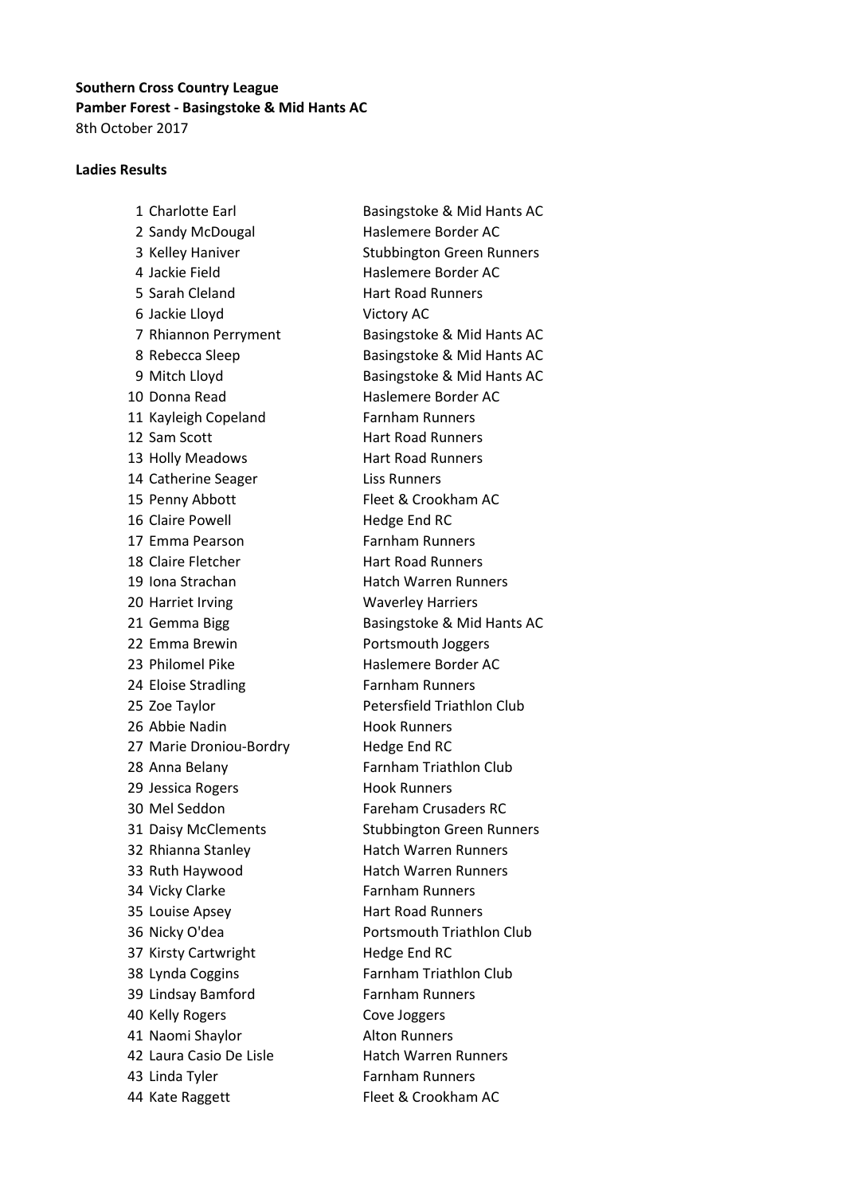**Southern Cross Country League**
**Pamber Forest - Basingstoke & Mid Hants AC**
8th October 2017

**Ladies Results**

| Pos | Name | Club |
|---|---|---|
| 1 | Charlotte Earl | Basingstoke & Mid Hants AC |
| 2 | Sandy McDougal | Haslemere Border AC |
| 3 | Kelley Haniver | Stubbington Green Runners |
| 4 | Jackie Field | Haslemere Border AC |
| 5 | Sarah Cleland | Hart Road Runners |
| 6 | Jackie Lloyd | Victory AC |
| 7 | Rhiannon Perryment | Basingstoke & Mid Hants AC |
| 8 | Rebecca Sleep | Basingstoke & Mid Hants AC |
| 9 | Mitch Lloyd | Basingstoke & Mid Hants AC |
| 10 | Donna Read | Haslemere Border AC |
| 11 | Kayleigh Copeland | Farnham Runners |
| 12 | Sam Scott | Hart Road Runners |
| 13 | Holly Meadows | Hart Road Runners |
| 14 | Catherine Seager | Liss Runners |
| 15 | Penny Abbott | Fleet & Crookham AC |
| 16 | Claire Powell | Hedge End RC |
| 17 | Emma Pearson | Farnham Runners |
| 18 | Claire Fletcher | Hart Road Runners |
| 19 | Iona Strachan | Hatch Warren Runners |
| 20 | Harriet Irving | Waverley Harriers |
| 21 | Gemma Bigg | Basingstoke & Mid Hants AC |
| 22 | Emma Brewin | Portsmouth Joggers |
| 23 | Philomel Pike | Haslemere Border AC |
| 24 | Eloise Stradling | Farnham Runners |
| 25 | Zoe Taylor | Petersfield Triathlon Club |
| 26 | Abbie Nadin | Hook Runners |
| 27 | Marie Droniou-Bordry | Hedge End RC |
| 28 | Anna Belany | Farnham Triathlon Club |
| 29 | Jessica Rogers | Hook Runners |
| 30 | Mel Seddon | Fareham Crusaders RC |
| 31 | Daisy McClements | Stubbington Green Runners |
| 32 | Rhianna Stanley | Hatch Warren Runners |
| 33 | Ruth Haywood | Hatch Warren Runners |
| 34 | Vicky Clarke | Farnham Runners |
| 35 | Louise Apsey | Hart Road Runners |
| 36 | Nicky O'dea | Portsmouth Triathlon Club |
| 37 | Kirsty Cartwright | Hedge End RC |
| 38 | Lynda Coggins | Farnham Triathlon Club |
| 39 | Lindsay Bamford | Farnham Runners |
| 40 | Kelly Rogers | Cove Joggers |
| 41 | Naomi Shaylor | Alton Runners |
| 42 | Laura Casio De Lisle | Hatch Warren Runners |
| 43 | Linda Tyler | Farnham Runners |
| 44 | Kate Raggett | Fleet & Crookham AC |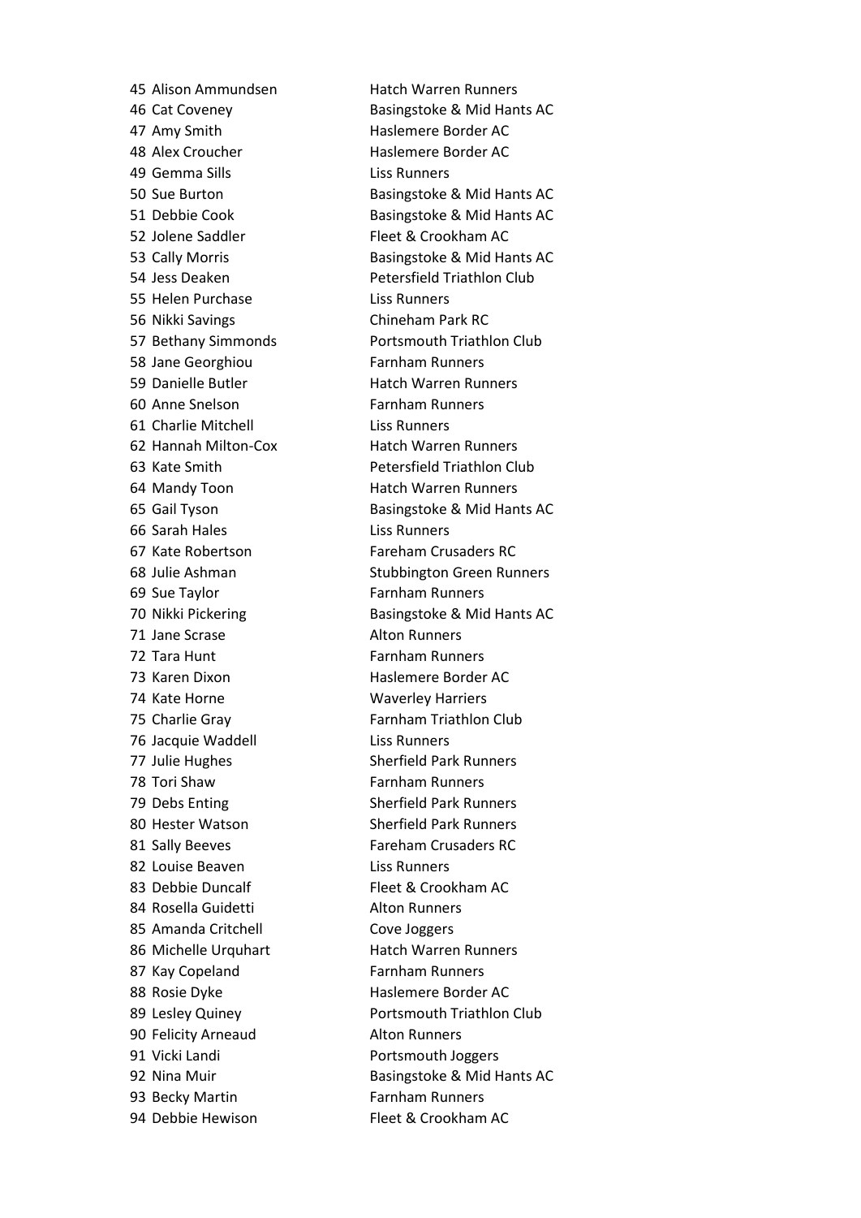| | | |
|---|---|---|
| 45 | Alison Ammundsen | Hatch Warren Runners |
| 46 | Cat Coveney | Basingstoke & Mid Hants AC |
| 47 | Amy Smith | Haslemere Border AC |
| 48 | Alex Croucher | Haslemere Border AC |
| 49 | Gemma Sills | Liss Runners |
| 50 | Sue Burton | Basingstoke & Mid Hants AC |
| 51 | Debbie Cook | Basingstoke & Mid Hants AC |
| 52 | Jolene Saddler | Fleet & Crookham AC |
| 53 | Cally Morris | Basingstoke & Mid Hants AC |
| 54 | Jess Deaken | Petersfield Triathlon Club |
| 55 | Helen Purchase | Liss Runners |
| 56 | Nikki Savings | Chineham Park RC |
| 57 | Bethany Simmonds | Portsmouth Triathlon Club |
| 58 | Jane Georghiou | Farnham Runners |
| 59 | Danielle Butler | Hatch Warren Runners |
| 60 | Anne Snelson | Farnham Runners |
| 61 | Charlie Mitchell | Liss Runners |
| 62 | Hannah Milton-Cox | Hatch Warren Runners |
| 63 | Kate Smith | Petersfield Triathlon Club |
| 64 | Mandy Toon | Hatch Warren Runners |
| 65 | Gail Tyson | Basingstoke & Mid Hants AC |
| 66 | Sarah Hales | Liss Runners |
| 67 | Kate Robertson | Fareham Crusaders RC |
| 68 | Julie Ashman | Stubbington Green Runners |
| 69 | Sue Taylor | Farnham Runners |
| 70 | Nikki Pickering | Basingstoke & Mid Hants AC |
| 71 | Jane Scrase | Alton Runners |
| 72 | Tara Hunt | Farnham Runners |
| 73 | Karen Dixon | Haslemere Border AC |
| 74 | Kate Horne | Waverley Harriers |
| 75 | Charlie Gray | Farnham Triathlon Club |
| 76 | Jacquie Waddell | Liss Runners |
| 77 | Julie Hughes | Sherfield Park Runners |
| 78 | Tori Shaw | Farnham Runners |
| 79 | Debs Enting | Sherfield Park Runners |
| 80 | Hester Watson | Sherfield Park Runners |
| 81 | Sally Beeves | Fareham Crusaders RC |
| 82 | Louise Beaven | Liss Runners |
| 83 | Debbie Duncalf | Fleet & Crookham AC |
| 84 | Rosella Guidetti | Alton Runners |
| 85 | Amanda Critchell | Cove Joggers |
| 86 | Michelle Urquhart | Hatch Warren Runners |
| 87 | Kay Copeland | Farnham Runners |
| 88 | Rosie Dyke | Haslemere Border AC |
| 89 | Lesley Quiney | Portsmouth Triathlon Club |
| 90 | Felicity Arneaud | Alton Runners |
| 91 | Vicki Landi | Portsmouth Joggers |
| 92 | Nina Muir | Basingstoke & Mid Hants AC |
| 93 | Becky Martin | Farnham Runners |
| 94 | Debbie Hewison | Fleet & Crookham AC |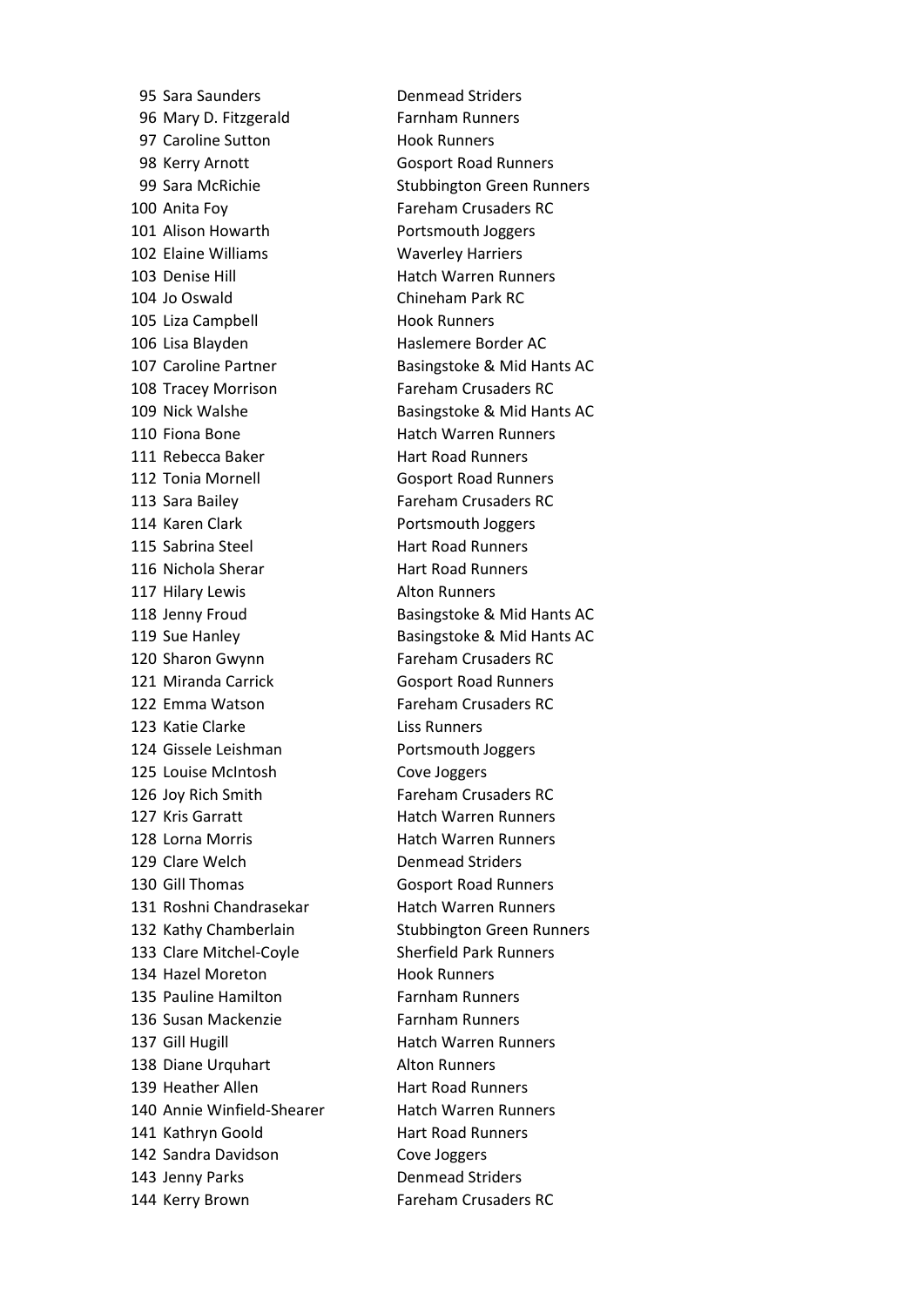| | | |
|---|---|---|
| 95 | Sara Saunders | Denmead Striders |
| 96 | Mary D. Fitzgerald | Farnham Runners |
| 97 | Caroline Sutton | Hook Runners |
| 98 | Kerry Arnott | Gosport Road Runners |
| 99 | Sara McRichie | Stubbington Green Runners |
| 100 | Anita Foy | Fareham Crusaders RC |
| 101 | Alison Howarth | Portsmouth Joggers |
| 102 | Elaine Williams | Waverley Harriers |
| 103 | Denise Hill | Hatch Warren Runners |
| 104 | Jo Oswald | Chineham Park RC |
| 105 | Liza Campbell | Hook Runners |
| 106 | Lisa Blayden | Haslemere Border AC |
| 107 | Caroline Partner | Basingstoke & Mid Hants AC |
| 108 | Tracey Morrison | Fareham Crusaders RC |
| 109 | Nick Walshe | Basingstoke & Mid Hants AC |
| 110 | Fiona Bone | Hatch Warren Runners |
| 111 | Rebecca Baker | Hart Road Runners |
| 112 | Tonia Mornell | Gosport Road Runners |
| 113 | Sara Bailey | Fareham Crusaders RC |
| 114 | Karen Clark | Portsmouth Joggers |
| 115 | Sabrina Steel | Hart Road Runners |
| 116 | Nichola Sherar | Hart Road Runners |
| 117 | Hilary Lewis | Alton Runners |
| 118 | Jenny Froud | Basingstoke & Mid Hants AC |
| 119 | Sue Hanley | Basingstoke & Mid Hants AC |
| 120 | Sharon Gwynn | Fareham Crusaders RC |
| 121 | Miranda Carrick | Gosport Road Runners |
| 122 | Emma Watson | Fareham Crusaders RC |
| 123 | Katie Clarke | Liss Runners |
| 124 | Gissele Leishman | Portsmouth Joggers |
| 125 | Louise McIntosh | Cove Joggers |
| 126 | Joy Rich Smith | Fareham Crusaders RC |
| 127 | Kris Garratt | Hatch Warren Runners |
| 128 | Lorna Morris | Hatch Warren Runners |
| 129 | Clare Welch | Denmead Striders |
| 130 | Gill Thomas | Gosport Road Runners |
| 131 | Roshni Chandrasekar | Hatch Warren Runners |
| 132 | Kathy Chamberlain | Stubbington Green Runners |
| 133 | Clare Mitchel-Coyle | Sherfield Park Runners |
| 134 | Hazel Moreton | Hook Runners |
| 135 | Pauline Hamilton | Farnham Runners |
| 136 | Susan Mackenzie | Farnham Runners |
| 137 | Gill Hugill | Hatch Warren Runners |
| 138 | Diane Urquhart | Alton Runners |
| 139 | Heather Allen | Hart Road Runners |
| 140 | Annie Winfield-Shearer | Hatch Warren Runners |
| 141 | Kathryn Goold | Hart Road Runners |
| 142 | Sandra Davidson | Cove Joggers |
| 143 | Jenny Parks | Denmead Striders |
| 144 | Kerry Brown | Fareham Crusaders RC |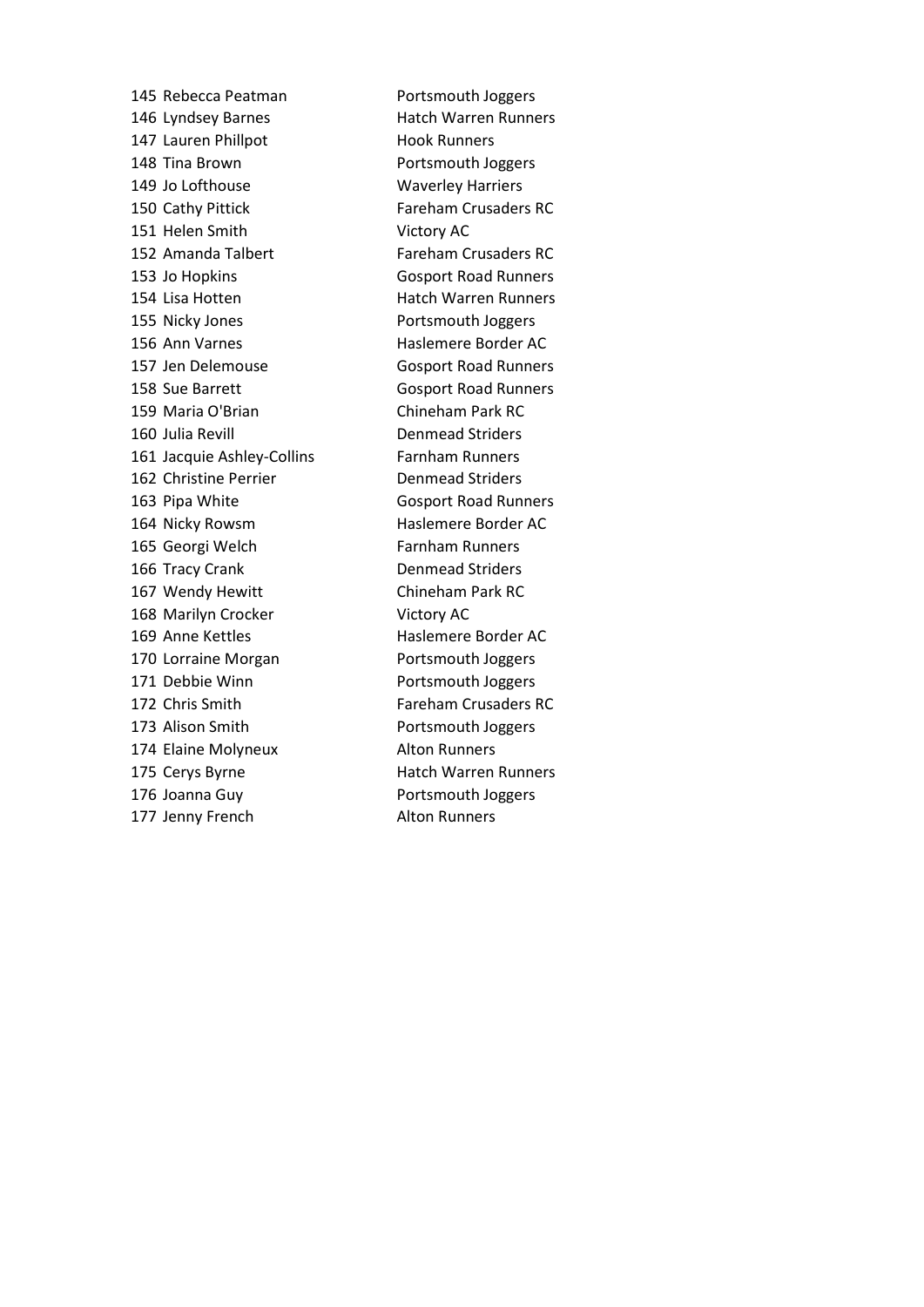| | | |
|---|---|---|
| 145 | Rebecca Peatman | Portsmouth Joggers |
| 146 | Lyndsey Barnes | Hatch Warren Runners |
| 147 | Lauren Phillpot | Hook Runners |
| 148 | Tina Brown | Portsmouth Joggers |
| 149 | Jo Lofthouse | Waverley Harriers |
| 150 | Cathy Pittick | Fareham Crusaders RC |
| 151 | Helen Smith | Victory AC |
| 152 | Amanda Talbert | Fareham Crusaders RC |
| 153 | Jo Hopkins | Gosport Road Runners |
| 154 | Lisa Hotten | Hatch Warren Runners |
| 155 | Nicky Jones | Portsmouth Joggers |
| 156 | Ann Varnes | Haslemere Border AC |
| 157 | Jen Delemouse | Gosport Road Runners |
| 158 | Sue Barrett | Gosport Road Runners |
| 159 | Maria O'Brian | Chineham Park RC |
| 160 | Julia Revill | Denmead Striders |
| 161 | Jacquie Ashley-Collins | Farnham Runners |
| 162 | Christine Perrier | Denmead Striders |
| 163 | Pipa White | Gosport Road Runners |
| 164 | Nicky Rowsm | Haslemere Border AC |
| 165 | Georgi Welch | Farnham Runners |
| 166 | Tracy Crank | Denmead Striders |
| 167 | Wendy Hewitt | Chineham Park RC |
| 168 | Marilyn Crocker | Victory AC |
| 169 | Anne Kettles | Haslemere Border AC |
| 170 | Lorraine Morgan | Portsmouth Joggers |
| 171 | Debbie Winn | Portsmouth Joggers |
| 172 | Chris Smith | Fareham Crusaders RC |
| 173 | Alison Smith | Portsmouth Joggers |
| 174 | Elaine Molyneux | Alton Runners |
| 175 | Cerys Byrne | Hatch Warren Runners |
| 176 | Joanna Guy | Portsmouth Joggers |
| 177 | Jenny French | Alton Runners |